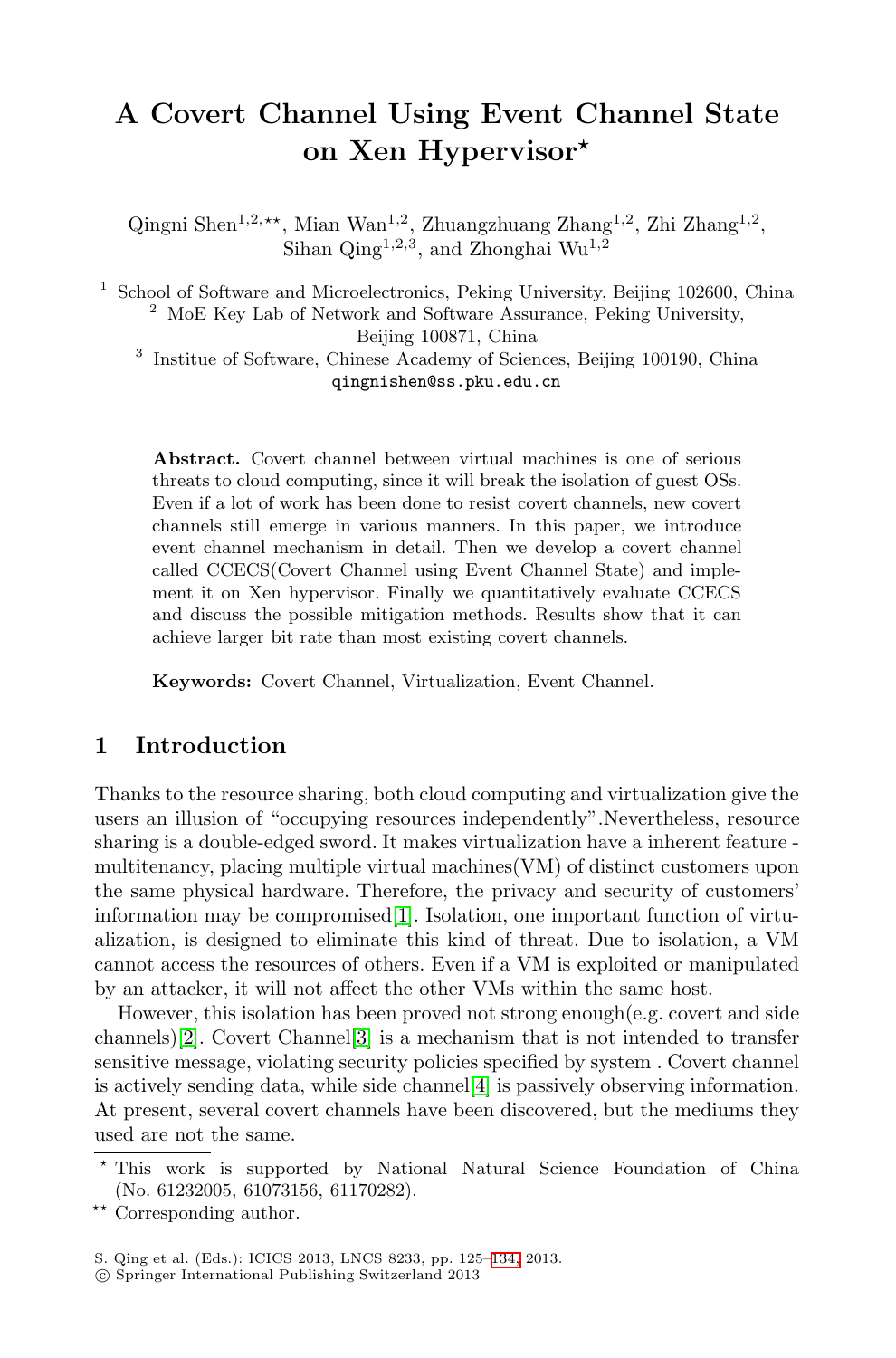# A Covert Channel Using Event Channel State on Xen Hypervisor*

Qingni Shen[1,2,**], Mian Wan[1,2], Zhuangzhuang Zhang[1,2], Zhi Zhang[1,2], Sihan Qing[1,2,3], and Zhonghai Wu[1,2]

[1] School of Software and Microelectronics, Peking University, Beijing 102600, China
[2] MoE Key Lab of Network and Software Assurance, Peking University, Beijing 100871, China
[3] Institue of Software, Chinese Academy of Sciences, Beijing 100190, China
qingnishen@ss.pku.edu.cn

**Abstract.** Covert channel between virtual machines is one of serious threats to cloud computing, since it will break the isolation of guest OSs. Even if a lot of work has been done to resist covert channels, new covert channels still emerge in various manners. In this paper, we introduce event channel mechanism in detail. Then we develop a covert channel called CCECS(Covert Channel using Event Channel State) and implement it on Xen hypervisor. Finally we quantitatively evaluate CCECS and discuss the possible mitigation methods. Results show that it can achieve larger bit rate than most existing covert channels.

**Keywords:** Covert Channel, Virtualization, Event Channel.

## 1 Introduction

Thanks to the resource sharing, both cloud computing and virtualization give the users an illusion of "occupying resources independently".Nevertheless, resource sharing is a double-edged sword. It makes virtualization have a inherent feature - multitenancy, placing multiple virtual machines(VM) of distinct customers upon the same physical hardware. Therefore, the privacy and security of customers' information may be compromised[1]. Isolation, one important function of virtualization, is designed to eliminate this kind of threat. Due to isolation, a VM cannot access the resources of others. Even if a VM is exploited or manipulated by an attacker, it will not affect the other VMs within the same host.

However, this isolation has been proved not strong enough(e.g. covert and side channels)[2]. Covert Channel[3] is a mechanism that is not intended to transfer sensitive message, violating security policies specified by system . Covert channel is actively sending data, while side channel[4] is passively observing information. At present, several covert channels have been discovered, but the mediums they used are not the same.

---

* This work is supported by National Natural Science Foundation of China (No. 61232005, 61073156, 61170282).

** Corresponding author.

S. Qing et al. (Eds.): ICICS 2013, LNCS 8233, pp. 125–134, 2013.
© Springer International Publishing Switzerland 2013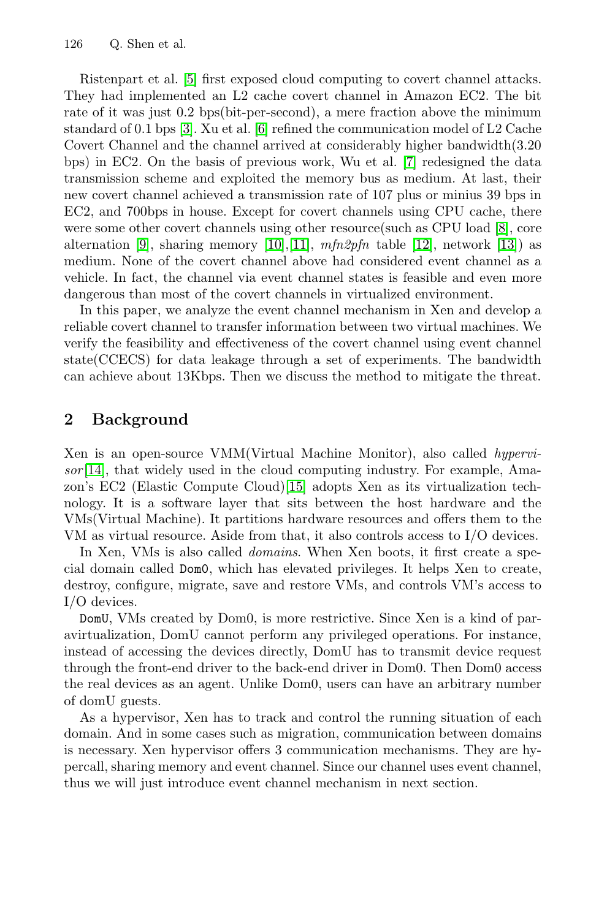Ristenpart et al. [5] first exposed cloud computing to covert channel attacks. They had implemented an L2 cache covert channel in Amazon EC2. The bit rate of it was just 0.2 bps(bit-per-second), a mere fraction above the minimum standard of 0.1 bps [3]. Xu et al. [6] refined the communication model of L2 Cache Covert Channel and the channel arrived at considerably higher bandwidth(3.20 bps) in EC2. On the basis of previous work, Wu et al. [7] redesigned the data transmission scheme and exploited the memory bus as medium. At last, their new covert channel achieved a transmission rate of 107 plus or minius 39 bps in EC2, and 700bps in house. Except for covert channels using CPU cache, there were some other covert channels using other resource(such as CPU load [8], core alternation [9], sharing memory [10],[11], *mfn2pfn* table [12], network [13]) as medium. None of the covert channel above had considered event channel as a vehicle. In fact, the channel via event channel states is feasible and even more dangerous than most of the covert channels in virtualized environment.

In this paper, we analyze the event channel mechanism in Xen and develop a reliable covert channel to transfer information between two virtual machines. We verify the feasibility and effectiveness of the covert channel using event channel state(CCECS) for data leakage through a set of experiments. The bandwidth can achieve about 13Kbps. Then we discuss the method to mitigate the threat.

## 2 Background

Xen is an open-source VMM(Virtual Machine Monitor), also called *hypervisor* [14], that widely used in the cloud computing industry. For example, Amazon's EC2 (Elastic Compute Cloud)[15] adopts Xen as its virtualization technology. It is a software layer that sits between the host hardware and the VMs(Virtual Machine). It partitions hardware resources and offers them to the VM as virtual resource. Aside from that, it also controls access to I/O devices.

In Xen, VMs is also called *domains*. When Xen boots, it first create a special domain called `Dom0`, which has elevated privileges. It helps Xen to create, destroy, configure, migrate, save and restore VMs, and controls VM's access to I/O devices.

`DomU`, VMs created by Dom0, is more restrictive. Since Xen is a kind of paravirtualization, DomU cannot perform any privileged operations. For instance, instead of accessing the devices directly, DomU has to transmit device request through the front-end driver to the back-end driver in Dom0. Then Dom0 access the real devices as an agent. Unlike Dom0, users can have an arbitrary number of domU guests.

As a hypervisor, Xen has to track and control the running situation of each domain. And in some cases such as migration, communication between domains is necessary. Xen hypervisor offers 3 communication mechanisms. They are hypercall, sharing memory and event channel. Since our channel uses event channel, thus we will just introduce event channel mechanism in next section.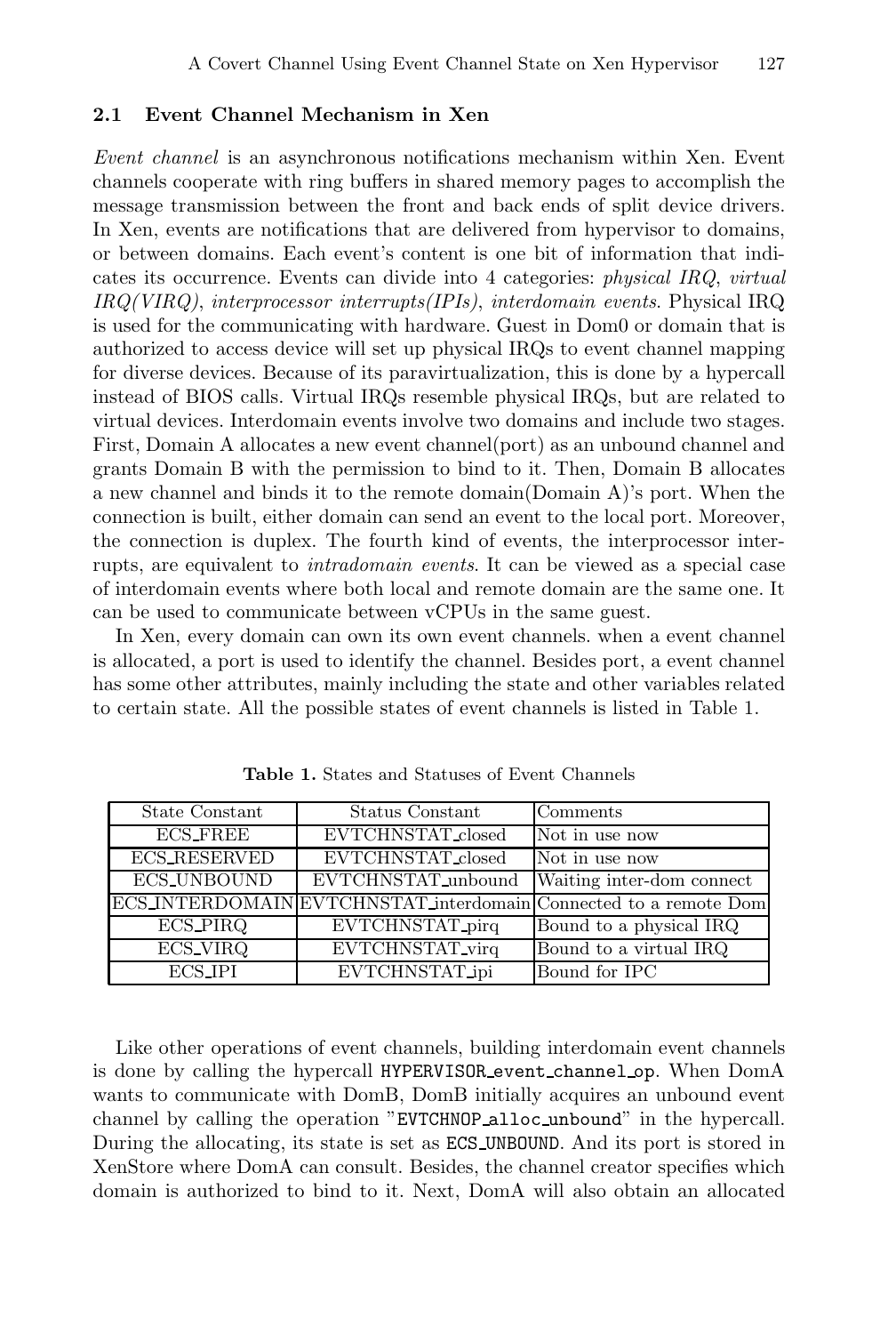### 2.1 Event Channel Mechanism in Xen

*Event channel* is an asynchronous notifications mechanism within Xen. Event channels cooperate with ring buffers in shared memory pages to accomplish the message transmission between the front and back ends of split device drivers. In Xen, events are notifications that are delivered from hypervisor to domains, or between domains. Each event's content is one bit of information that indicates its occurrence. Events can divide into 4 categories: *physical IRQ*, *virtual IRQ(VIRQ)*, *interprocessor interrupts(IPIs)*, *interdomain events*. Physical IRQ is used for the communicating with hardware. Guest in Dom0 or domain that is authorized to access device will set up physical IRQs to event channel mapping for diverse devices. Because of its paravirtualization, this is done by a hypercall instead of BIOS calls. Virtual IRQs resemble physical IRQs, but are related to virtual devices. Interdomain events involve two domains and include two stages. First, Domain A allocates a new event channel(port) as an unbound channel and grants Domain B with the permission to bind to it. Then, Domain B allocates a new channel and binds it to the remote domain(Domain A)'s port. When the connection is built, either domain can send an event to the local port. Moreover, the connection is duplex. The fourth kind of events, the interprocessor interrupts, are equivalent to *intradomain events*. It can be viewed as a special case of interdomain events where both local and remote domain are the same one. It can be used to communicate between vCPUs in the same guest.

In Xen, every domain can own its own event channels. when a event channel is allocated, a port is used to identify the channel. Besides port, a event channel has some other attributes, mainly including the state and other variables related to certain state. All the possible states of event channels is listed in Table 1.

**Table 1.** States and Statuses of Event Channels

| State Constant | Status Constant | Comments |
|---|---|---|
| ECS_FREE | EVTCHNSTAT_closed | Not in use now |
| ECS_RESERVED | EVTCHNSTAT_closed | Not in use now |
| ECS_UNBOUND | EVTCHNSTAT_unbound | Waiting inter-dom connect |
| ECS_INTERDOMAIN | EVTCHNSTAT_interdomain | Connected to a remote Dom |
| ECS_PIRQ | EVTCHNSTAT_pirq | Bound to a physical IRQ |
| ECS_VIRQ | EVTCHNSTAT_virq | Bound to a virtual IRQ |
| ECS_IPI | EVTCHNSTAT_ipi | Bound for IPC |

Like other operations of event channels, building interdomain event channels is done by calling the hypercall `HYPERVISOR_event_channel_op`. When DomA wants to communicate with DomB, DomB initially acquires an unbound event channel by calling the operation "`EVTCHNOP_alloc_unbound`" in the hypercall. During the allocating, its state is set as `ECS_UNBOUND`. And its port is stored in XenStore where DomA can consult. Besides, the channel creator specifies which domain is authorized to bind to it. Next, DomA will also obtain an allocated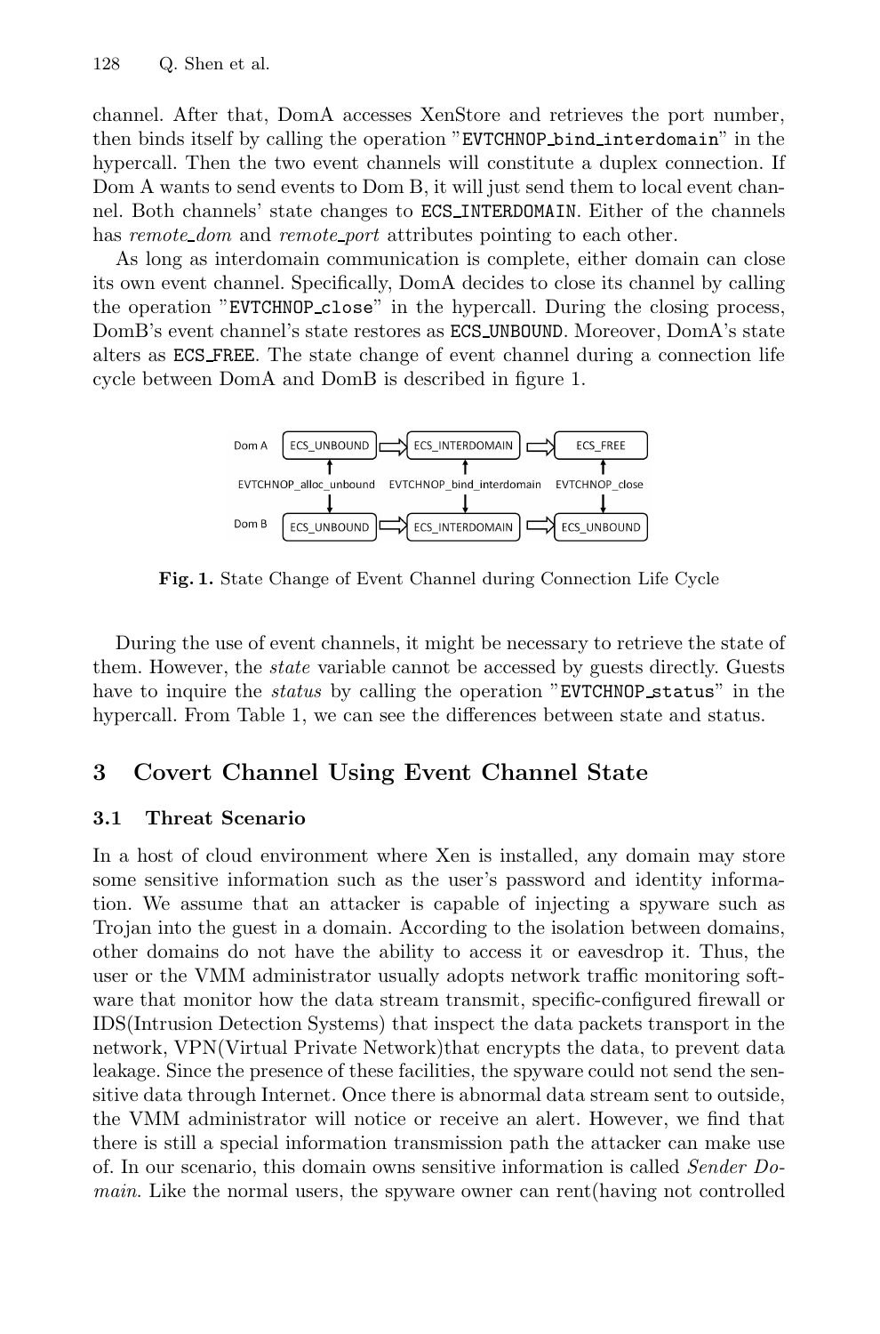channel. After that, DomA accesses XenStore and retrieves the port number, then binds itself by calling the operation "`EVTCHNOP_bind_interdomain`" in the hypercall. Then the two event channels will constitute a duplex connection. If Dom A wants to send events to Dom B, it will just send them to local event channel. Both channels' state changes to `ECS_INTERDOMAIN`. Either of the channels has *remote_dom* and *remote_port* attributes pointing to each other.

As long as interdomain communication is complete, either domain can close its own event channel. Specifically, DomA decides to close its channel by calling the operation "`EVTCHNOP_close`" in the hypercall. During the closing process, DomB's event channel's state restores as `ECS_UNBOUND`. Moreover, DomA's state alters as `ECS_FREE`. The state change of event channel during a connection life cycle between DomA and DomB is described in figure 1.

**Fig. 1.** State Change of Event Channel during Connection Life Cycle

During the use of event channels, it might be necessary to retrieve the state of them. However, the *state* variable cannot be accessed by guests directly. Guests have to inquire the *status* by calling the operation "`EVTCHNOP_status`" in the hypercall. From Table 1, we can see the differences between state and status.

## 3 Covert Channel Using Event Channel State

### 3.1 Threat Scenario

In a host of cloud environment where Xen is installed, any domain may store some sensitive information such as the user's password and identity information. We assume that an attacker is capable of injecting a spyware such as Trojan into the guest in a domain. According to the isolation between domains, other domains do not have the ability to access it or eavesdrop it. Thus, the user or the VMM administrator usually adopts network traffic monitoring software that monitor how the data stream transmit, specific-configured firewall or IDS(Intrusion Detection Systems) that inspect the data packets transport in the network, VPN(Virtual Private Network)that encrypts the data, to prevent data leakage. Since the presence of these facilities, the spyware could not send the sensitive data through Internet. Once there is abnormal data stream sent to outside, the VMM administrator will notice or receive an alert. However, we find that there is still a special information transmission path the attacker can make use of. In our scenario, this domain owns sensitive information is called *Sender Domain*. Like the normal users, the spyware owner can rent(having not controlled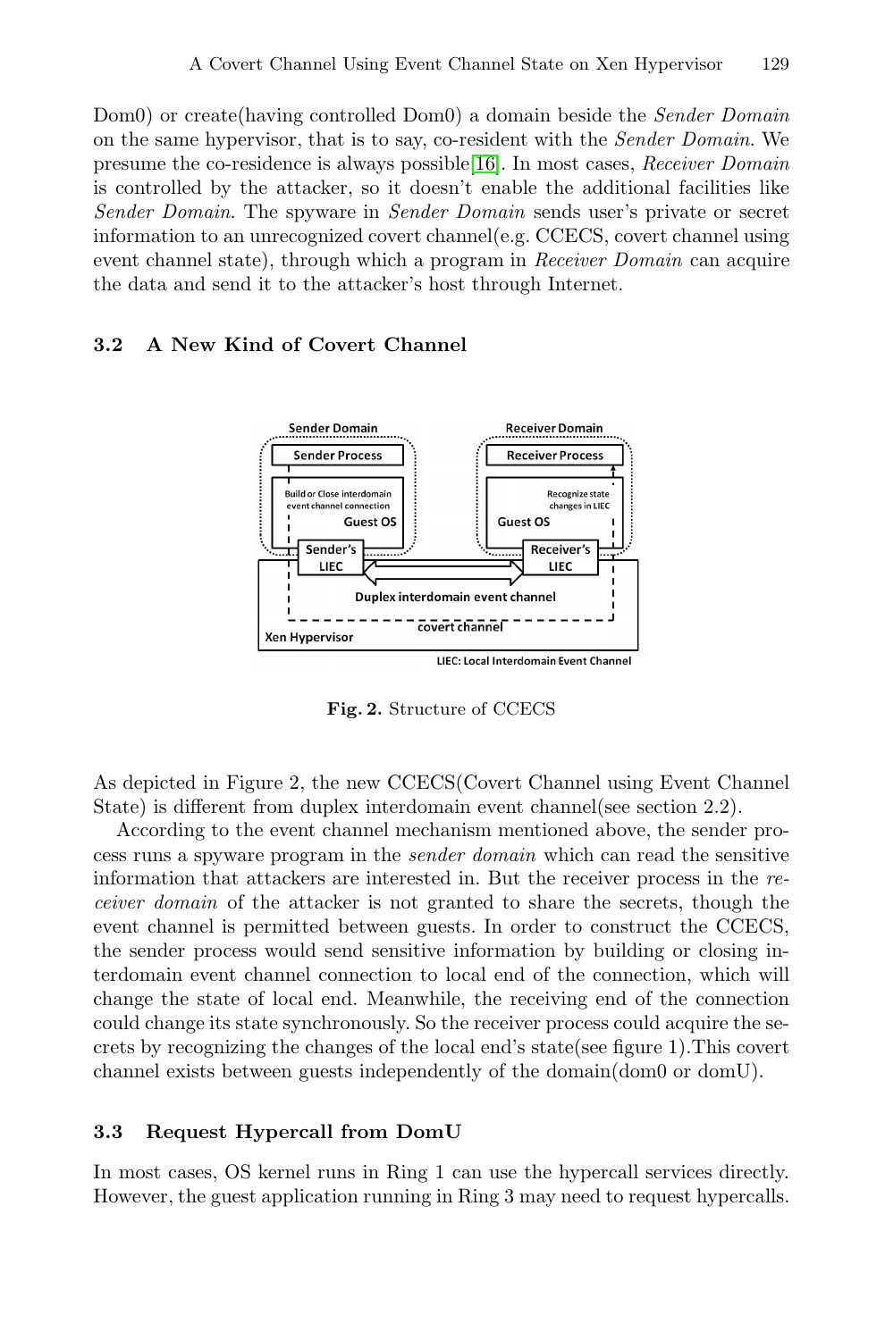Dom0) or create(having controlled Dom0) a domain beside the *Sender Domain* on the same hypervisor, that is to say, co-resident with the *Sender Domain*. We presume the co-residence is always possible[16]. In most cases, *Receiver Domain* is controlled by the attacker, so it doesn't enable the additional facilities like *Sender Domain*. The spyware in *Sender Domain* sends user's private or secret information to an unrecognized covert channel(e.g. CCECS, covert channel using event channel state), through which a program in *Receiver Domain* can acquire the data and send it to the attacker's host through Internet.

### 3.2 A New Kind of Covert Channel

**Fig. 2.** Structure of CCECS

As depicted in Figure 2, the new CCECS(Covert Channel using Event Channel State) is different from duplex interdomain event channel(see section 2.2).

According to the event channel mechanism mentioned above, the sender process runs a spyware program in the *sender domain* which can read the sensitive information that attackers are interested in. But the receiver process in the *receiver domain* of the attacker is not granted to share the secrets, though the event channel is permitted between guests. In order to construct the CCECS, the sender process would send sensitive information by building or closing interdomain event channel connection to local end of the connection, which will change the state of local end. Meanwhile, the receiving end of the connection could change its state synchronously. So the receiver process could acquire the secrets by recognizing the changes of the local end's state(see figure 1).This covert channel exists between guests independently of the domain(dom0 or domU).

### 3.3 Request Hypercall from DomU

In most cases, OS kernel runs in Ring 1 can use the hypercall services directly. However, the guest application running in Ring 3 may need to request hypercalls.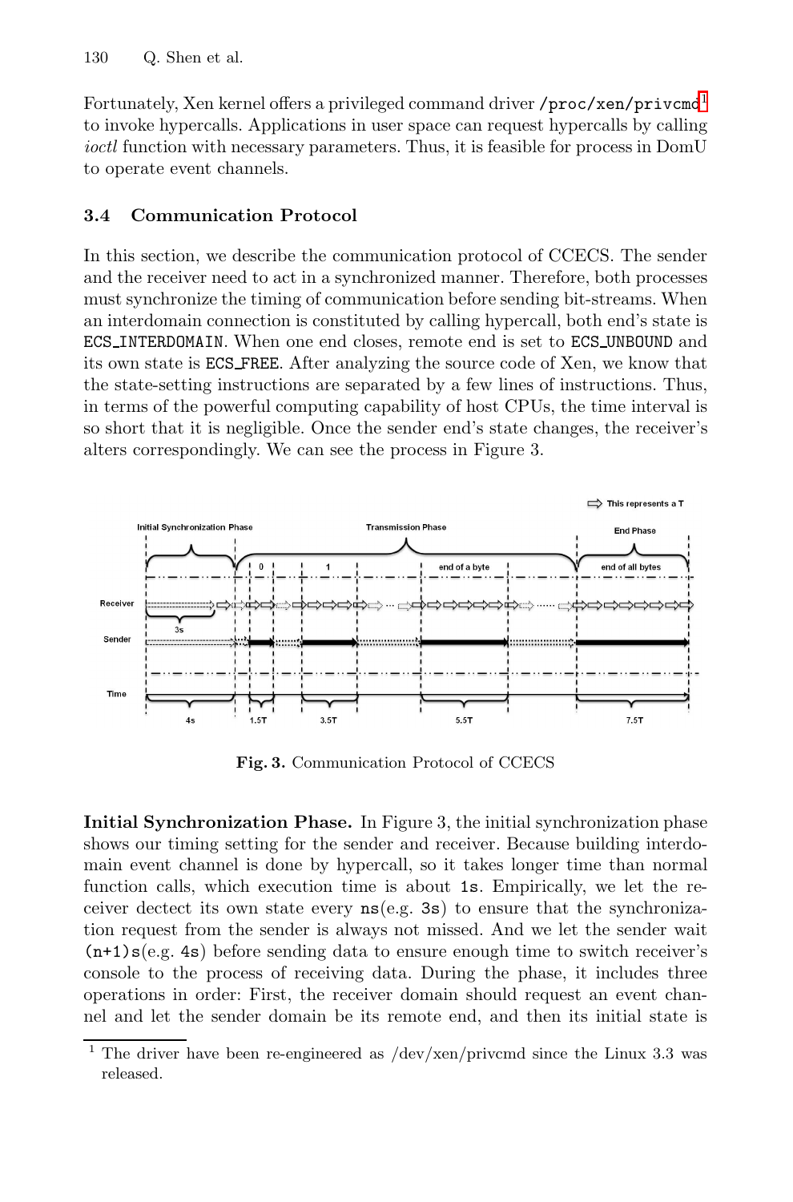Fortunately, Xen kernel offers a privileged command driver `/proc/xen/privcmd`[1] to invoke hypercalls. Applications in user space can request hypercalls by calling *ioctl* function with necessary parameters. Thus, it is feasible for process in DomU to operate event channels.

### 3.4 Communication Protocol

In this section, we describe the communication protocol of CCECS. The sender and the receiver need to act in a synchronized manner. Therefore, both processes must synchronize the timing of communication before sending bit-streams. When an interdomain connection is constituted by calling hypercall, both end's state is ECS_INTERDOMAIN. When one end closes, remote end is set to ECS_UNBOUND and its own state is ECS_FREE. After analyzing the source code of Xen, we know that the state-setting instructions are separated by a few lines of instructions. Thus, in terms of the powerful computing capability of host CPUs, the time interval is so short that it is negligible. Once the sender end's state changes, the receiver's alters correspondingly. We can see the process in Figure 3.

**Fig. 3.** Communication Protocol of CCECS

**Initial Synchronization Phase.** In Figure 3, the initial synchronization phase shows our timing setting for the sender and receiver. Because building interdomain event channel is done by hypercall, so it takes longer time than normal function calls, which execution time is about `1s`. Empirically, we let the receiver dectect its own state every `ns`(e.g. `3s`) to ensure that the synchronization request from the sender is always not missed. And we let the sender wait `(n+1)s`(e.g. `4s`) before sending data to ensure enough time to switch receiver's console to the process of receiving data. During the phase, it includes three operations in order: First, the receiver domain should request an event channel and let the sender domain be its remote end, and then its initial state is

[1] The driver have been re-engineered as /dev/xen/privcmd since the Linux 3.3 was released.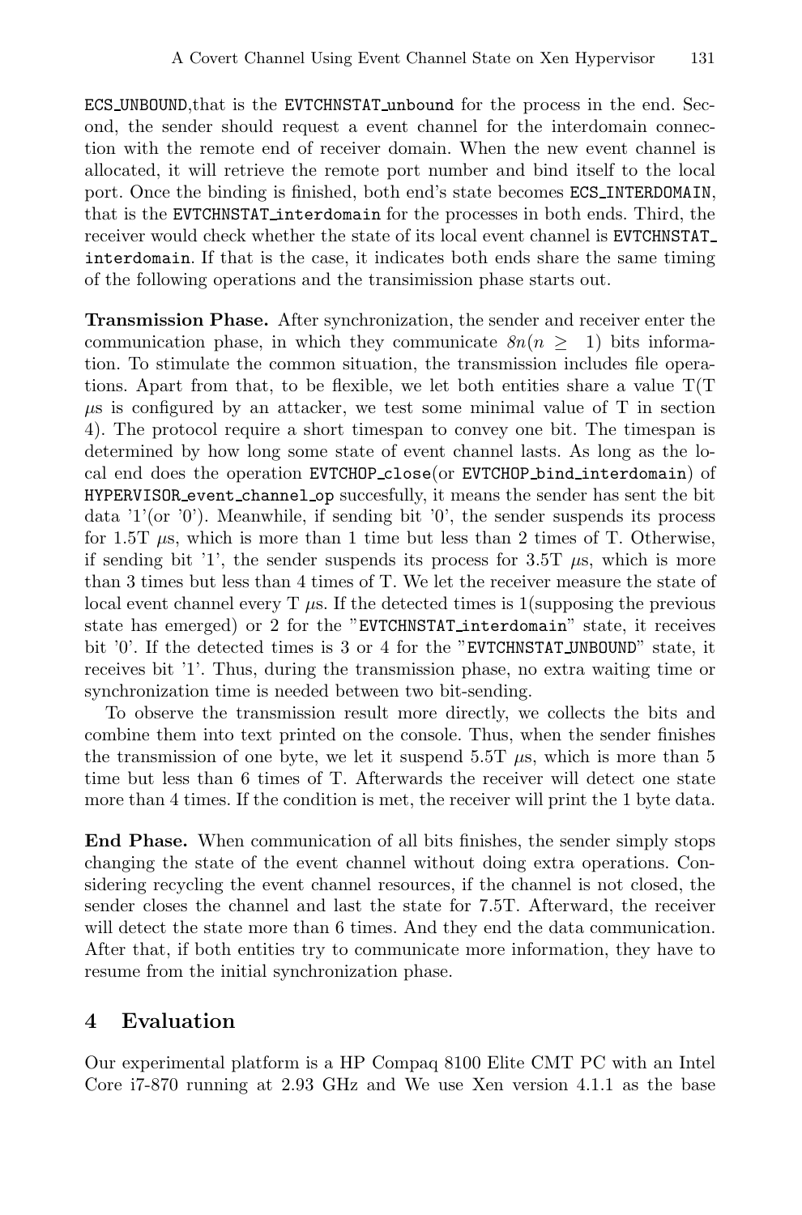ECS_UNBOUND,that is the EVTCHNSTAT_unbound for the process in the end. Second, the sender should request a event channel for the interdomain connection with the remote end of receiver domain. When the new event channel is allocated, it will retrieve the remote port number and bind itself to the local port. Once the binding is finished, both end's state becomes ECS_INTERDOMAIN, that is the EVTCHNSTAT_interdomain for the processes in both ends. Third, the receiver would check whether the state of its local event channel is EVTCHNSTAT_interdomain. If that is the case, it indicates both ends share the same timing of the following operations and the transimission phase starts out.

**Transmission Phase.** After synchronization, the sender and receiver enter the communication phase, in which they communicate $8n(n \geq 1)$ bits information. To stimulate the common situation, the transmission includes file operations. Apart from that, to be flexible, we let both entities share a value T(T $\mu$s is configured by an attacker, we test some minimal value of T in section 4). The protocol require a short timespan to convey one bit. The timespan is determined by how long some state of event channel lasts. As long as the local end does the operation EVTCHOP_close(or EVTCHOP_bind_interdomain) of HYPERVISOR_event_channel_op succesfully, it means the sender has sent the bit data '1'(or '0'). Meanwhile, if sending bit '0', the sender suspends its process for 1.5T $\mu$s, which is more than 1 time but less than 2 times of T. Otherwise, if sending bit '1', the sender suspends its process for 3.5T $\mu$s, which is more than 3 times but less than 4 times of T. We let the receiver measure the state of local event channel every T $\mu$s. If the detected times is 1(supposing the previous state has emerged) or 2 for the "EVTCHNSTAT_interdomain" state, it receives bit '0'. If the detected times is 3 or 4 for the "EVTCHNSTAT_UNBOUND" state, it receives bit '1'. Thus, during the transmission phase, no extra waiting time or synchronization time is needed between two bit-sending.

To observe the transmission result more directly, we collects the bits and combine them into text printed on the console. Thus, when the sender finishes the transmission of one byte, we let it suspend 5.5T $\mu$s, which is more than 5 time but less than 6 times of T. Afterwards the receiver will detect one state more than 4 times. If the condition is met, the receiver will print the 1 byte data.

**End Phase.** When communication of all bits finishes, the sender simply stops changing the state of the event channel without doing extra operations. Considering recycling the event channel resources, if the channel is not closed, the sender closes the channel and last the state for 7.5T. Afterward, the receiver will detect the state more than 6 times. And they end the data communication. After that, if both entities try to communicate more information, they have to resume from the initial synchronization phase.

## 4 Evaluation

Our experimental platform is a HP Compaq 8100 Elite CMT PC with an Intel Core i7-870 running at 2.93 GHz and We use Xen version 4.1.1 as the base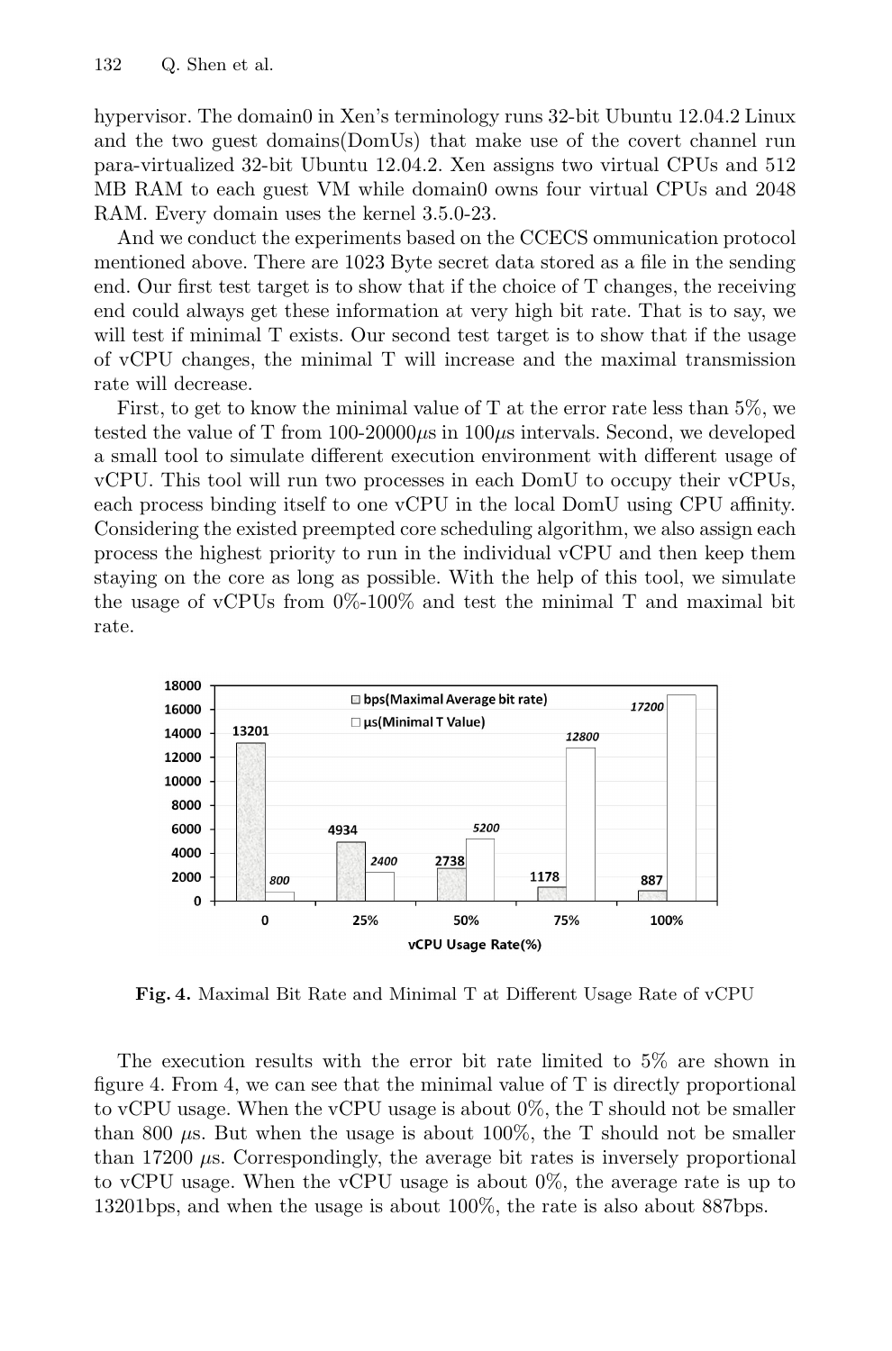hypervisor. The domain0 in Xen's terminology runs 32-bit Ubuntu 12.04.2 Linux and the two guest domains(DomUs) that make use of the covert channel run para-virtualized 32-bit Ubuntu 12.04.2. Xen assigns two virtual CPUs and 512 MB RAM to each guest VM while domain0 owns four virtual CPUs and 2048 RAM. Every domain uses the kernel 3.5.0-23.

And we conduct the experiments based on the CCECS ommunication protocol mentioned above. There are 1023 Byte secret data stored as a file in the sending end. Our first test target is to show that if the choice of T changes, the receiving end could always get these information at very high bit rate. That is to say, we will test if minimal T exists. Our second test target is to show that if the usage of vCPU changes, the minimal T will increase and the maximal transmission rate will decrease.

First, to get to know the minimal value of T at the error rate less than 5%, we tested the value of T from 100-20000$\mu$s in 100$\mu$s intervals. Second, we developed a small tool to simulate different execution environment with different usage of vCPU. This tool will run two processes in each DomU to occupy their vCPUs, each process binding itself to one vCPU in the local DomU using CPU affinity. Considering the existed preempted core scheduling algorithm, we also assign each process the highest priority to run in the individual vCPU and then keep them staying on the core as long as possible. With the help of this tool, we simulate the usage of vCPUs from 0%-100% and test the minimal T and maximal bit rate.

| vCPU Usage Rate(%) | bps(Maximal Average bit rate) | μs(Minimal T Value) |
|---|---|---|
| 0 | 13201 | 800 |
| 25% | 4934 | 2400 |
| 50% | 2738 | 5200 |
| 75% | 1178 | 12800 |
| 100% | 887 | 17200 |

**Fig. 4.** Maximal Bit Rate and Minimal T at Different Usage Rate of vCPU

The execution results with the error bit rate limited to 5% are shown in figure 4. From 4, we can see that the minimal value of T is directly proportional to vCPU usage. When the vCPU usage is about 0%, the T should not be smaller than 800 $\mu$s. But when the usage is about 100%, the T should not be smaller than 17200 $\mu$s. Correspondingly, the average bit rates is inversely proportional to vCPU usage. When the vCPU usage is about 0%, the average rate is up to 13201bps, and when the usage is about 100%, the rate is also about 887bps.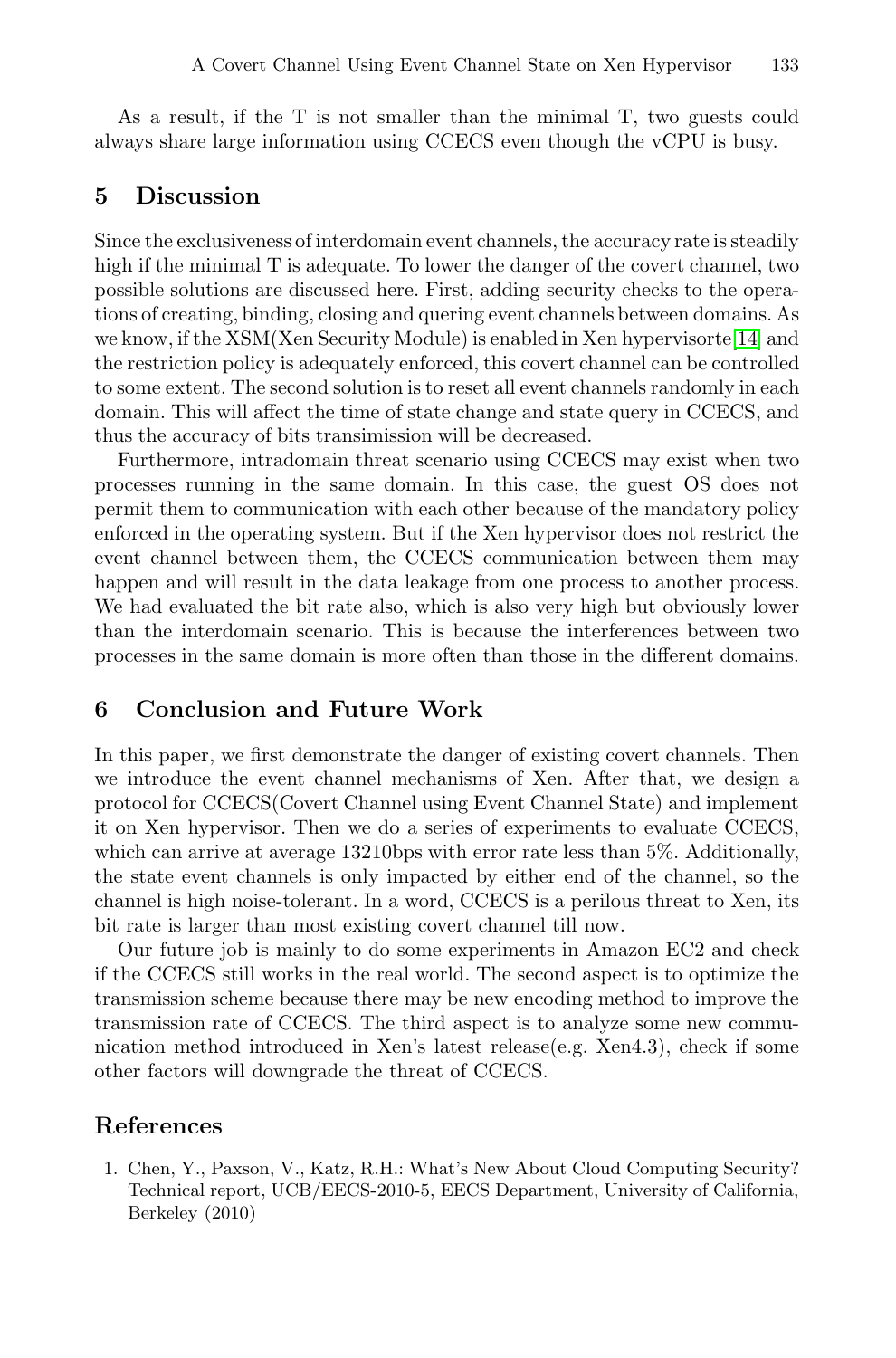As a result, if the T is not smaller than the minimal T, two guests could always share large information using CCECS even though the vCPU is busy.

## 5 Discussion

Since the exclusiveness of interdomain event channels, the accuracy rate is steadily high if the minimal T is adequate. To lower the danger of the covert channel, two possible solutions are discussed here. First, adding security checks to the operations of creating, binding, closing and quering event channels between domains. As we know, if the XSM(Xen Security Module) is enabled in Xen hypervisorte[14] and the restriction policy is adequately enforced, this covert channel can be controlled to some extent. The second solution is to reset all event channels randomly in each domain. This will affect the time of state change and state query in CCECS, and thus the accuracy of bits transimission will be decreased.

Furthermore, intradomain threat scenario using CCECS may exist when two processes running in the same domain. In this case, the guest OS does not permit them to communication with each other because of the mandatory policy enforced in the operating system. But if the Xen hypervisor does not restrict the event channel between them, the CCECS communication between them may happen and will result in the data leakage from one process to another process. We had evaluated the bit rate also, which is also very high but obviously lower than the interdomain scenario. This is because the interferences between two processes in the same domain is more often than those in the different domains.

## 6 Conclusion and Future Work

In this paper, we first demonstrate the danger of existing covert channels. Then we introduce the event channel mechanisms of Xen. After that, we design a protocol for CCECS(Covert Channel using Event Channel State) and implement it on Xen hypervisor. Then we do a series of experiments to evaluate CCECS, which can arrive at average 13210bps with error rate less than 5%. Additionally, the state event channels is only impacted by either end of the channel, so the channel is high noise-tolerant. In a word, CCECS is a perilous threat to Xen, its bit rate is larger than most existing covert channel till now.

Our future job is mainly to do some experiments in Amazon EC2 and check if the CCECS still works in the real world. The second aspect is to optimize the transmission scheme because there may be new encoding method to improve the transmission rate of CCECS. The third aspect is to analyze some new communication method introduced in Xen's latest release(e.g. Xen4.3), check if some other factors will downgrade the threat of CCECS.

## References

1. Chen, Y., Paxson, V., Katz, R.H.: What's New About Cloud Computing Security? Technical report, UCB/EECS-2010-5, EECS Department, University of California, Berkeley (2010)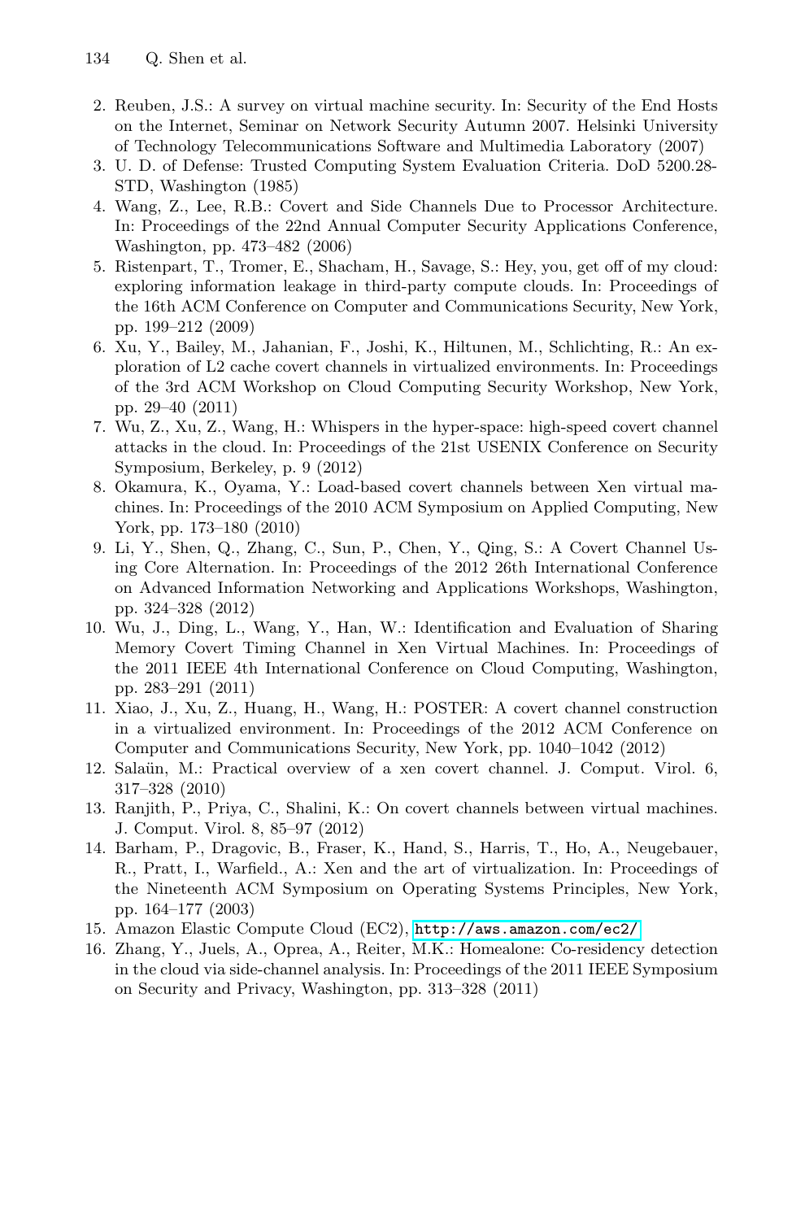2. Reuben, J.S.: A survey on virtual machine security. In: Security of the End Hosts on the Internet, Seminar on Network Security Autumn 2007. Helsinki University of Technology Telecommunications Software and Multimedia Laboratory (2007)
3. U. D. of Defense: Trusted Computing System Evaluation Criteria. DoD 5200.28-STD, Washington (1985)
4. Wang, Z., Lee, R.B.: Covert and Side Channels Due to Processor Architecture. In: Proceedings of the 22nd Annual Computer Security Applications Conference, Washington, pp. 473–482 (2006)
5. Ristenpart, T., Tromer, E., Shacham, H., Savage, S.: Hey, you, get off of my cloud: exploring information leakage in third-party compute clouds. In: Proceedings of the 16th ACM Conference on Computer and Communications Security, New York, pp. 199–212 (2009)
6. Xu, Y., Bailey, M., Jahanian, F., Joshi, K., Hiltunen, M., Schlichting, R.: An exploration of L2 cache covert channels in virtualized environments. In: Proceedings of the 3rd ACM Workshop on Cloud Computing Security Workshop, New York, pp. 29–40 (2011)
7. Wu, Z., Xu, Z., Wang, H.: Whispers in the hyper-space: high-speed covert channel attacks in the cloud. In: Proceedings of the 21st USENIX Conference on Security Symposium, Berkeley, p. 9 (2012)
8. Okamura, K., Oyama, Y.: Load-based covert channels between Xen virtual machines. In: Proceedings of the 2010 ACM Symposium on Applied Computing, New York, pp. 173–180 (2010)
9. Li, Y., Shen, Q., Zhang, C., Sun, P., Chen, Y., Qing, S.: A Covert Channel Using Core Alternation. In: Proceedings of the 2012 26th International Conference on Advanced Information Networking and Applications Workshops, Washington, pp. 324–328 (2012)
10. Wu, J., Ding, L., Wang, Y., Han, W.: Identification and Evaluation of Sharing Memory Covert Timing Channel in Xen Virtual Machines. In: Proceedings of the 2011 IEEE 4th International Conference on Cloud Computing, Washington, pp. 283–291 (2011)
11. Xiao, J., Xu, Z., Huang, H., Wang, H.: POSTER: A covert channel construction in a virtualized environment. In: Proceedings of the 2012 ACM Conference on Computer and Communications Security, New York, pp. 1040–1042 (2012)
12. Salaün, M.: Practical overview of a xen covert channel. J. Comput. Virol. 6, 317–328 (2010)
13. Ranjith, P., Priya, C., Shalini, K.: On covert channels between virtual machines. J. Comput. Virol. 8, 85–97 (2012)
14. Barham, P., Dragovic, B., Fraser, K., Hand, S., Harris, T., Ho, A., Neugebauer, R., Pratt, I., Warfield., A.: Xen and the art of virtualization. In: Proceedings of the Nineteenth ACM Symposium on Operating Systems Principles, New York, pp. 164–177 (2003)
15. Amazon Elastic Compute Cloud (EC2), http://aws.amazon.com/ec2/
16. Zhang, Y., Juels, A., Oprea, A., Reiter, M.K.: Homealone: Co-residency detection in the cloud via side-channel analysis. In: Proceedings of the 2011 IEEE Symposium on Security and Privacy, Washington, pp. 313–328 (2011)